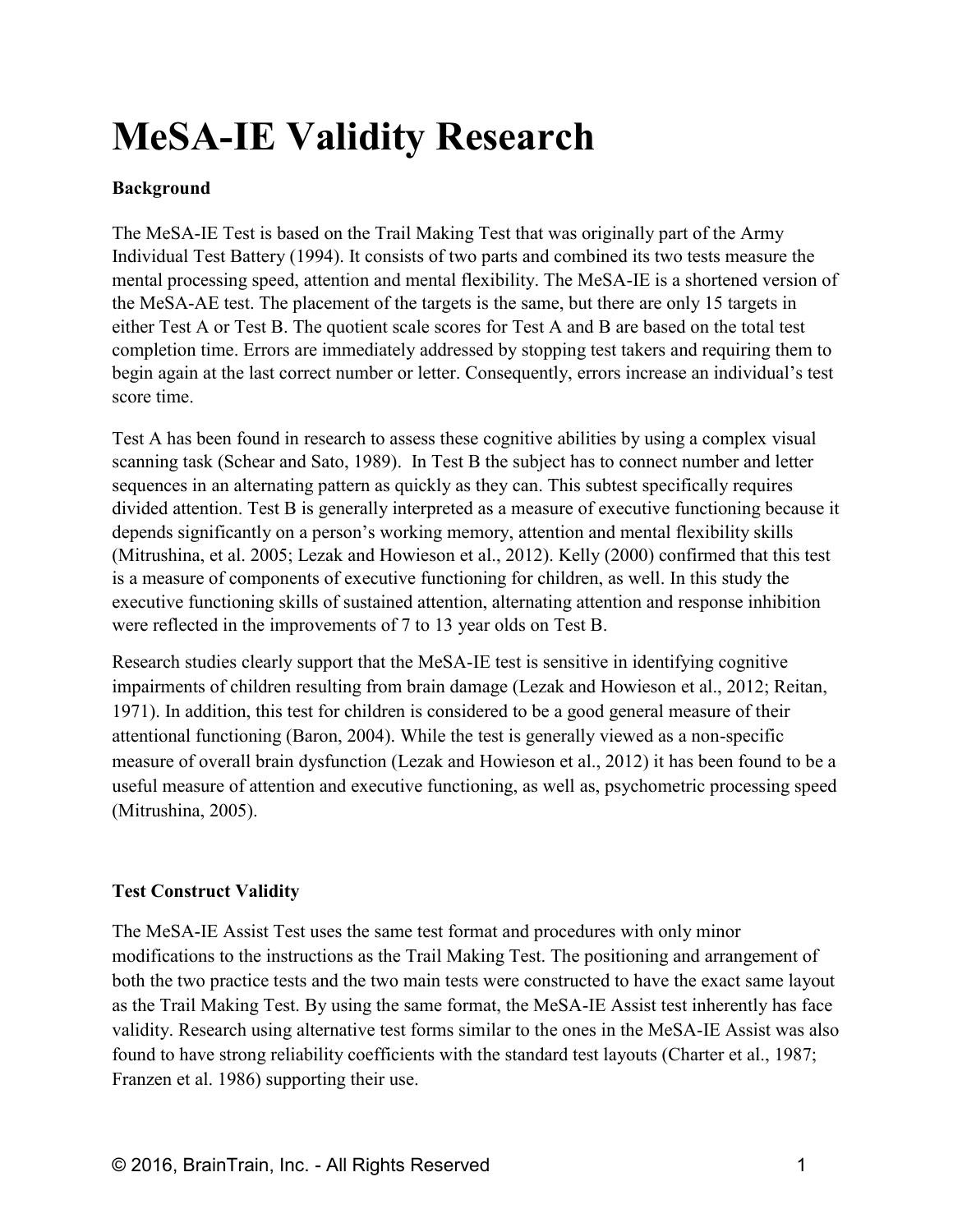# MeSA-IE Validity Research

**Background**

The MeSA-IE Test is based on the Trail Making Test that was originally part of the Army Individual Test Battery (1994). It consists of two parts and combined its two tests measure the mental processing speed, attention and mental flexibility. The MeSA-IE is a shortened version of the MeSA-AE test. The placement of the targets is the same, but there are only 15 targets in either Test A or Test B. The quotient scale scores for Test A and B are based on the total test completion time. Errors are immediately addressed by stopping test takers and requiring them to begin again at the last correct number or letter. Consequently, errors increase an individual's test score time.

Test A has been found in research to assess these cognitive abilities by using a complex visual scanning task (Schear and Sato, 1989). In Test B the subject has to connect number and letter sequences in an alternating pattern as quickly as they can. This subtest specifically requires divided attention. Test B is generally interpreted as a measure of executive functioning because it depends significantly on a person's working memory, attention and mental flexibility skills (Mitrushina, et al. 2005; Lezak and Howieson et al., 2012). Kelly (2000) confirmed that this test is a measure of components of executive functioning for children, as well. In this study the executive functioning skills of sustained attention, alternating attention and response inhibition were reflected in the improvements of 7 to 13 year olds on Test B.

Research studies clearly support that the MeSA-IE test is sensitive in identifying cognitive impairments of children resulting from brain damage (Lezak and Howieson et al., 2012; Reitan, 1971). In addition, this test for children is considered to be a good general measure of their attentional functioning (Baron, 2004). While the test is generally viewed as a non-specific measure of overall brain dysfunction (Lezak and Howieson et al., 2012) it has been found to be a useful measure of attention and executive functioning, as well as, psychometric processing speed (Mitrushina, 2005).

**Test Construct Validity**

The MeSA-IE Assist Test uses the same test format and procedures with only minor modifications to the instructions as the Trail Making Test. The positioning and arrangement of both the two practice tests and the two main tests were constructed to have the exact same layout as the Trail Making Test. By using the same format, the MeSA-IE Assist test inherently has face validity. Research using alternative test forms similar to the ones in the MeSA-IE Assist was also found to have strong reliability coefficients with the standard test layouts (Charter et al., 1987; Franzen et al. 1986) supporting their use.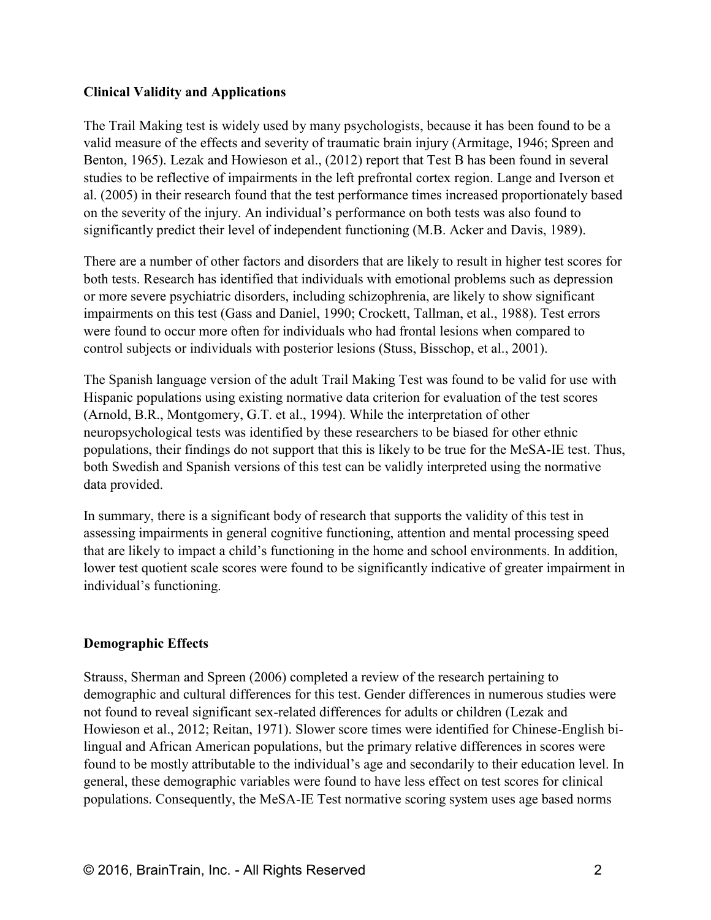**Clinical Validity and Applications**

The Trail Making test is widely used by many psychologists, because it has been found to be a valid measure of the effects and severity of traumatic brain injury (Armitage, 1946; Spreen and Benton, 1965). Lezak and Howieson et al., (2012) report that Test B has been found in several studies to be reflective of impairments in the left prefrontal cortex region. Lange and Iverson et al. (2005) in their research found that the test performance times increased proportionately based on the severity of the injury. An individual's performance on both tests was also found to significantly predict their level of independent functioning (M.B. Acker and Davis, 1989).

There are a number of other factors and disorders that are likely to result in higher test scores for both tests. Research has identified that individuals with emotional problems such as depression or more severe psychiatric disorders, including schizophrenia, are likely to show significant impairments on this test (Gass and Daniel, 1990; Crockett, Tallman, et al., 1988). Test errors were found to occur more often for individuals who had frontal lesions when compared to control subjects or individuals with posterior lesions (Stuss, Bisschop, et al., 2001).

The Spanish language version of the adult Trail Making Test was found to be valid for use with Hispanic populations using existing normative data criterion for evaluation of the test scores (Arnold, B.R., Montgomery, G.T. et al., 1994). While the interpretation of other neuropsychological tests was identified by these researchers to be biased for other ethnic populations, their findings do not support that this is likely to be true for the MeSA-IE test. Thus, both Swedish and Spanish versions of this test can be validly interpreted using the normative data provided.

In summary, there is a significant body of research that supports the validity of this test in assessing impairments in general cognitive functioning, attention and mental processing speed that are likely to impact a child's functioning in the home and school environments. In addition, lower test quotient scale scores were found to be significantly indicative of greater impairment in individual's functioning.

**Demographic Effects**

Strauss, Sherman and Spreen (2006) completed a review of the research pertaining to demographic and cultural differences for this test. Gender differences in numerous studies were not found to reveal significant sex-related differences for adults or children (Lezak and Howieson et al., 2012; Reitan, 1971). Slower score times were identified for Chinese-English bi-lingual and African American populations, but the primary relative differences in scores were found to be mostly attributable to the individual's age and secondarily to their education level. In general, these demographic variables were found to have less effect on test scores for clinical populations. Consequently, the MeSA-IE Test normative scoring system uses age based norms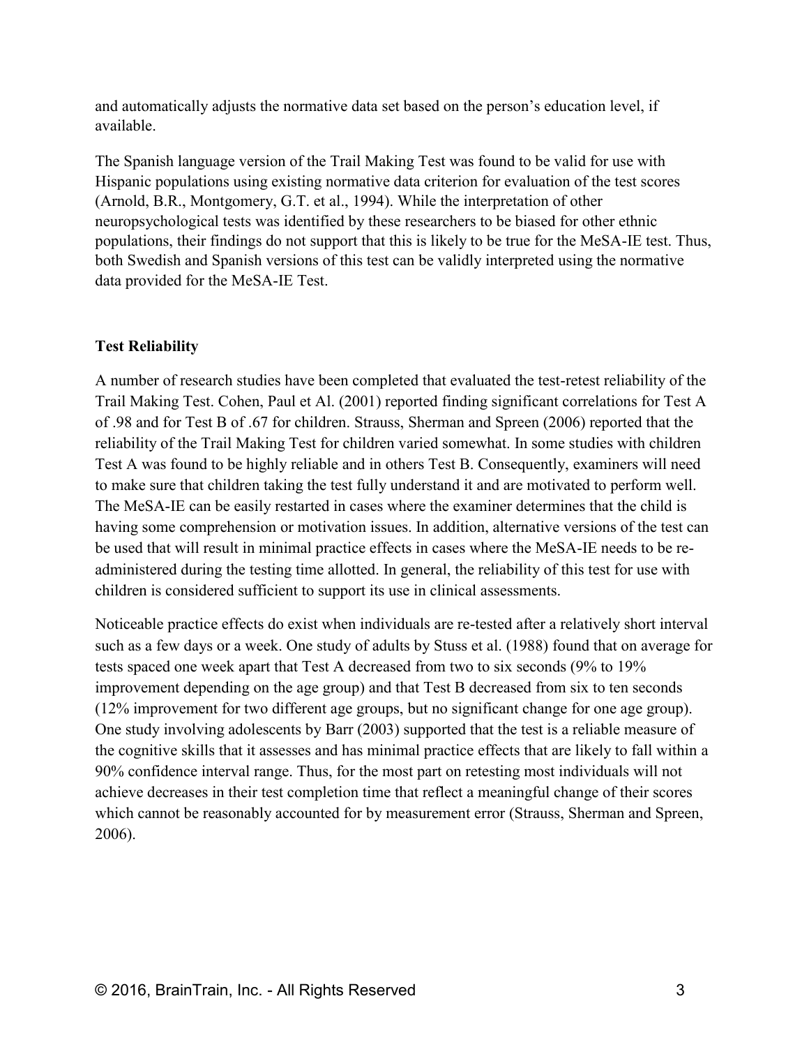and automatically adjusts the normative data set based on the person's education level, if available.

The Spanish language version of the Trail Making Test was found to be valid for use with Hispanic populations using existing normative data criterion for evaluation of the test scores (Arnold, B.R., Montgomery, G.T. et al., 1994). While the interpretation of other neuropsychological tests was identified by these researchers to be biased for other ethnic populations, their findings do not support that this is likely to be true for the MeSA-IE test. Thus, both Swedish and Spanish versions of this test can be validly interpreted using the normative data provided for the MeSA-IE Test.

**Test Reliability**

A number of research studies have been completed that evaluated the test-retest reliability of the Trail Making Test. Cohen, Paul et Al. (2001) reported finding significant correlations for Test A of .98 and for Test B of .67 for children. Strauss, Sherman and Spreen (2006) reported that the reliability of the Trail Making Test for children varied somewhat. In some studies with children Test A was found to be highly reliable and in others Test B. Consequently, examiners will need to make sure that children taking the test fully understand it and are motivated to perform well. The MeSA-IE can be easily restarted in cases where the examiner determines that the child is having some comprehension or motivation issues. In addition, alternative versions of the test can be used that will result in minimal practice effects in cases where the MeSA-IE needs to be re-administered during the testing time allotted. In general, the reliability of this test for use with children is considered sufficient to support its use in clinical assessments.

Noticeable practice effects do exist when individuals are re-tested after a relatively short interval such as a few days or a week. One study of adults by Stuss et al. (1988) found that on average for tests spaced one week apart that Test A decreased from two to six seconds (9% to 19% improvement depending on the age group) and that Test B decreased from six to ten seconds (12% improvement for two different age groups, but no significant change for one age group). One study involving adolescents by Barr (2003) supported that the test is a reliable measure of the cognitive skills that it assesses and has minimal practice effects that are likely to fall within a 90% confidence interval range. Thus, for the most part on retesting most individuals will not achieve decreases in their test completion time that reflect a meaningful change of their scores which cannot be reasonably accounted for by measurement error (Strauss, Sherman and Spreen, 2006).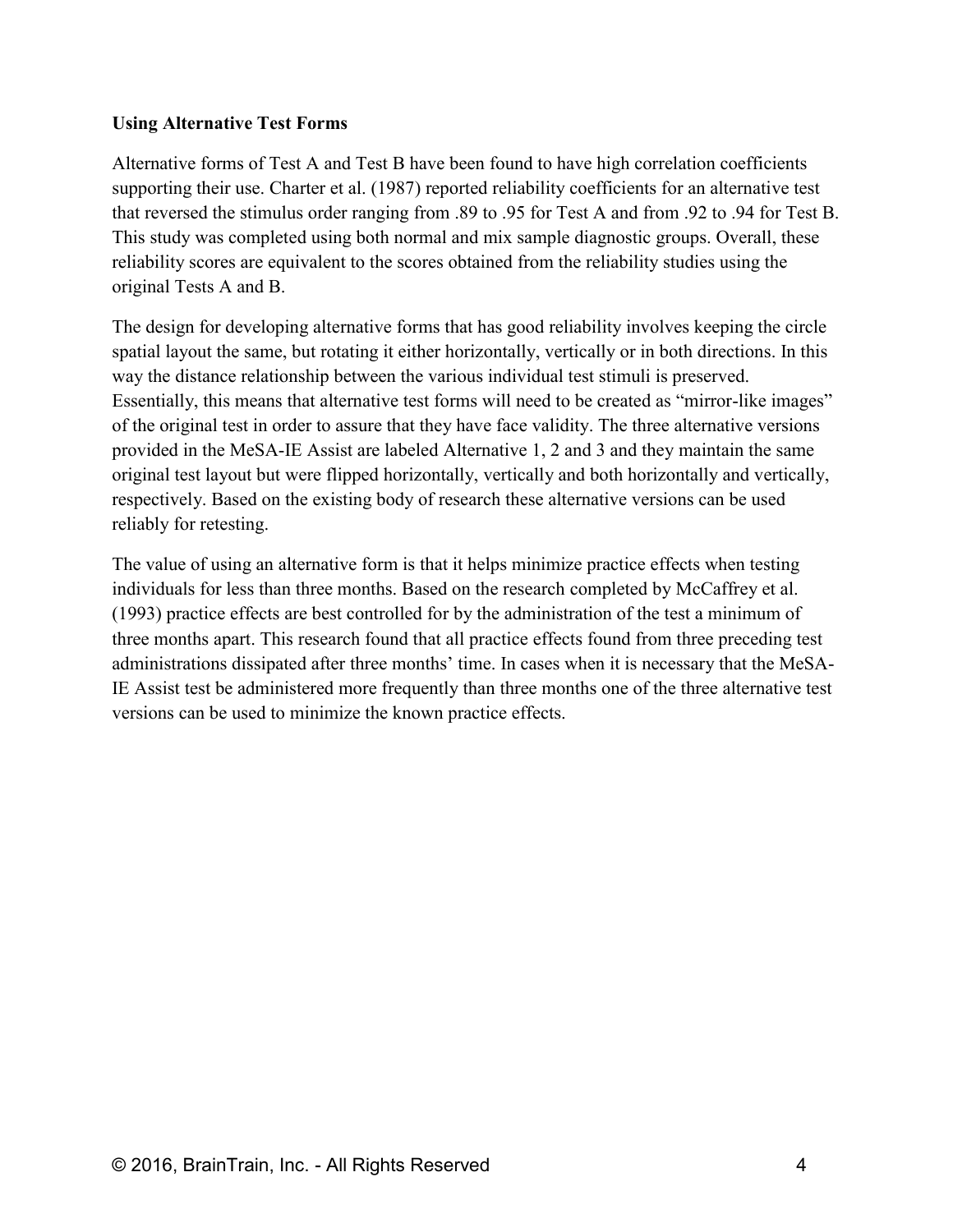**Using Alternative Test Forms**

Alternative forms of Test A and Test B have been found to have high correlation coefficients supporting their use. Charter et al. (1987) reported reliability coefficients for an alternative test that reversed the stimulus order ranging from .89 to .95 for Test A and from .92 to .94 for Test B. This study was completed using both normal and mix sample diagnostic groups. Overall, these reliability scores are equivalent to the scores obtained from the reliability studies using the original Tests A and B.

The design for developing alternative forms that has good reliability involves keeping the circle spatial layout the same, but rotating it either horizontally, vertically or in both directions. In this way the distance relationship between the various individual test stimuli is preserved. Essentially, this means that alternative test forms will need to be created as "mirror-like images" of the original test in order to assure that they have face validity. The three alternative versions provided in the MeSA-IE Assist are labeled Alternative 1, 2 and 3 and they maintain the same original test layout but were flipped horizontally, vertically and both horizontally and vertically, respectively. Based on the existing body of research these alternative versions can be used reliably for retesting.

The value of using an alternative form is that it helps minimize practice effects when testing individuals for less than three months. Based on the research completed by McCaffrey et al. (1993) practice effects are best controlled for by the administration of the test a minimum of three months apart. This research found that all practice effects found from three preceding test administrations dissipated after three months' time. In cases when it is necessary that the MeSA-IE Assist test be administered more frequently than three months one of the three alternative test versions can be used to minimize the known practice effects.

© 2016, BrainTrain, Inc. - All Rights Reserved